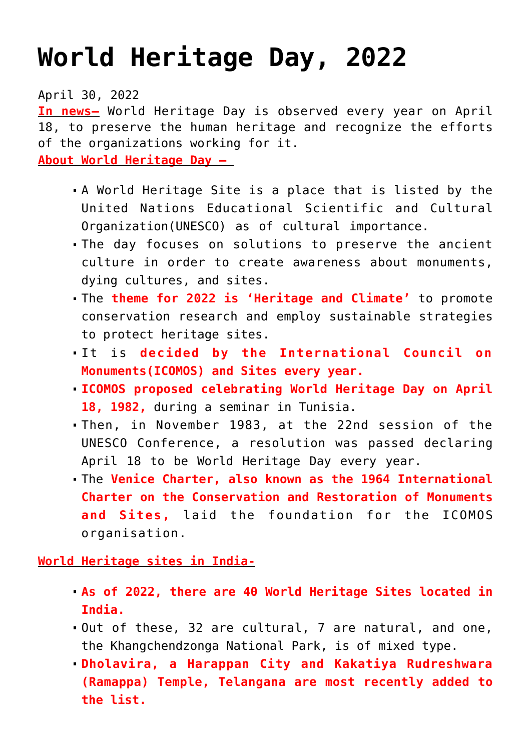# World Heritage Day, 2022

April 30, 2022

**In news–** World Heritage Day is observed every year on April 18, to preserve the human heritage and recognize the efforts of the organizations working for it.

**About World Heritage Day –**

- A World Heritage Site is a place that is listed by the United Nations Educational Scientific and Cultural Organization(UNESCO) as of cultural importance.
- The day focuses on solutions to preserve the ancient culture in order to create awareness about monuments, dying cultures, and sites.
- The **theme for 2022 is 'Heritage and Climate'** to promote conservation research and employ sustainable strategies to protect heritage sites.
- It is **decided by the International Council on Monuments(ICOMOS) and Sites every year.**
- **ICOMOS proposed celebrating World Heritage Day on April 18, 1982,** during a seminar in Tunisia.
- Then, in November 1983, at the 22nd session of the UNESCO Conference, a resolution was passed declaring April 18 to be World Heritage Day every year.
- The **Venice Charter, also known as the 1964 International Charter on the Conservation and Restoration of Monuments and Sites,** laid the foundation for the ICOMOS organisation.

**World Heritage sites in India-**

- **As of 2022, there are 40 World Heritage Sites located in India.**
- Out of these, 32 are cultural, 7 are natural, and one, the Khangchendzonga National Park, is of mixed type.
- **Dholavira, a Harappan City and Kakatiya Rudreshwara (Ramappa) Temple, Telangana are most recently added to the list.**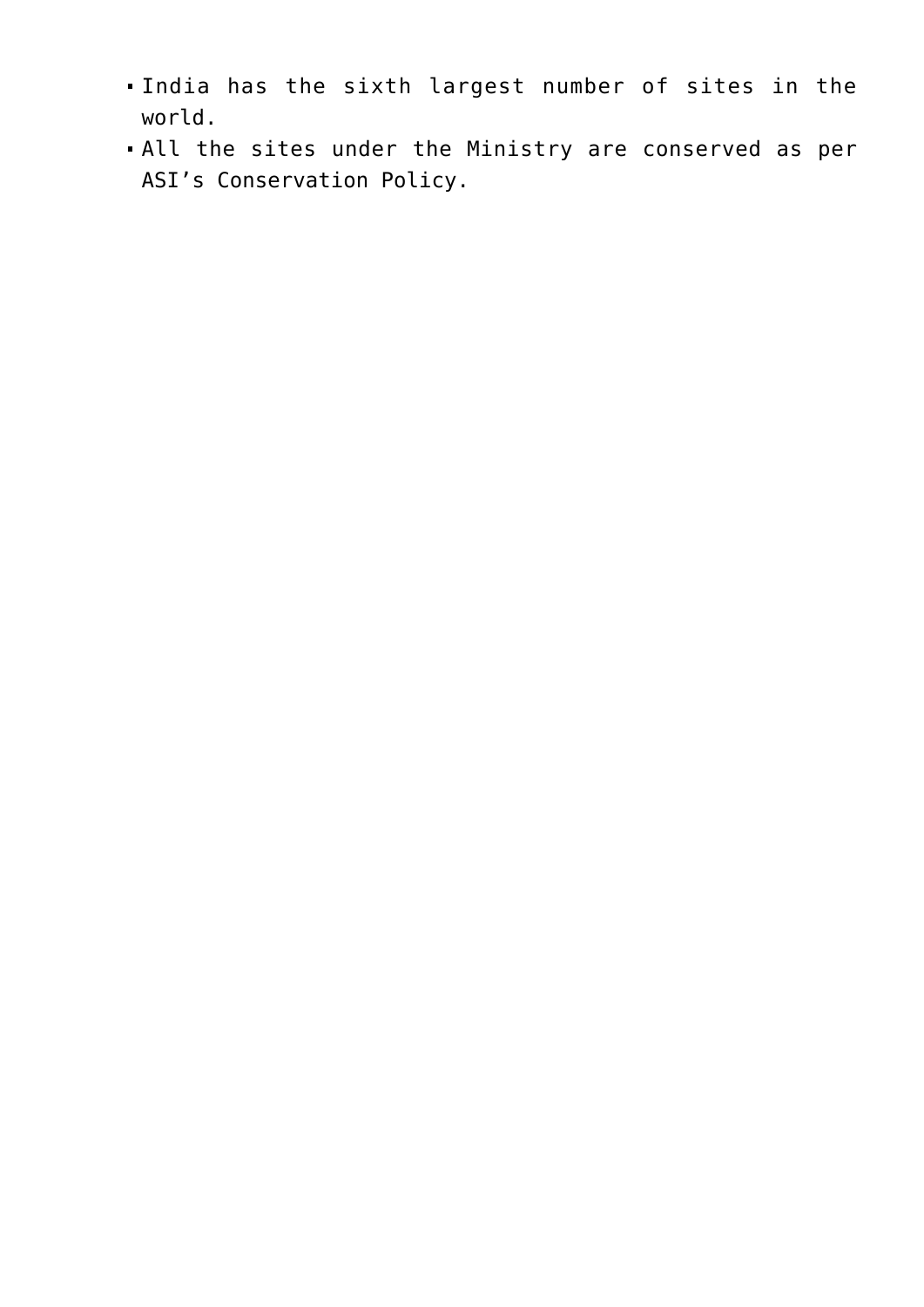- India has the sixth largest number of sites in the world.
- All the sites under the Ministry are conserved as per ASI’s Conservation Policy.